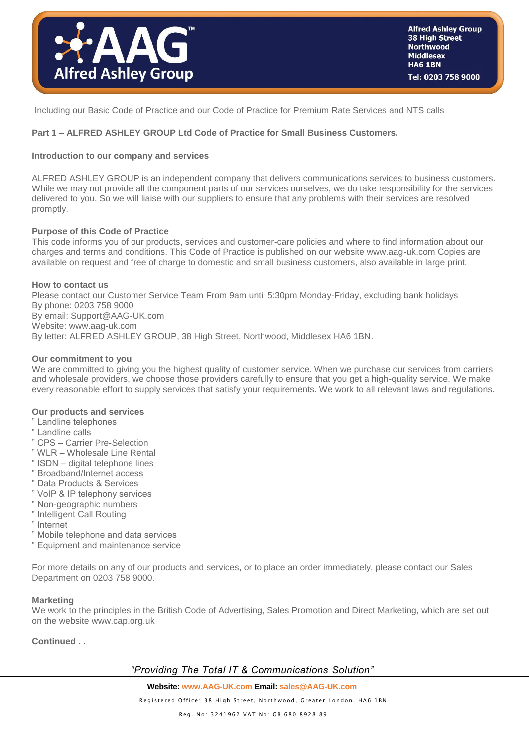Including our Basic Code of Practice and our Code of Practice for Premium Rate Services and NTS calls

## Part 1 – ALFRED ASHLEY GROUP Ltd Code of Practice for Small Business Customers.

### Introduction to our company and services

ALFRED ASHLEY GROUP is an independent company that delivers communications services to business customers. While we may not provide all the component parts of our services ourselves, we do take responsibility for the services delivered to you. So we will liaise with our suppliers to ensure that any problems with their services are resolved promptly.

### Purpose of this Code of Practice

This code informs you of our products, services and customer-care policies and where to find information about our charges and terms and conditions. This Code of Practice is published on our website www.aag-uk.com Copies are available on request and free of charge to domestic and small business customers, also available in large print.

### How to contact us

Please contact our Customer Service Team From 9am until 5:30pm Monday-Friday, excluding bank holidays
By phone: 0203 758 9000
By email: Support@AAG-UK.com
Website: www.aag-uk.com
By letter: ALFRED ASHLEY GROUP, 38 High Street, Northwood, Middlesex HA6 1BN.

### Our commitment to you

We are committed to giving you the highest quality of customer service. When we purchase our services from carriers and wholesale providers, we choose those providers carefully to ensure that you get a high-quality service. We make every reasonable effort to supply services that satisfy your requirements. We work to all relevant laws and regulations.

### Our products and services

- Landline telephones
- Landline calls
- CPS – Carrier Pre-Selection
- WLR – Wholesale Line Rental
- ISDN – digital telephone lines
- Broadband/Internet access
- Data Products & Services
- VoIP & IP telephony services
- Non-geographic numbers
- Intelligent Call Routing
- Internet
- Mobile telephone and data services
- Equipment and maintenance service

For more details on any of our products and services, or to place an order immediately, please contact our Sales Department on 0203 758 9000.

### Marketing

We work to the principles in the British Code of Advertising, Sales Promotion and Direct Marketing, which are set out on the website www.cap.org.uk

**Continued . .**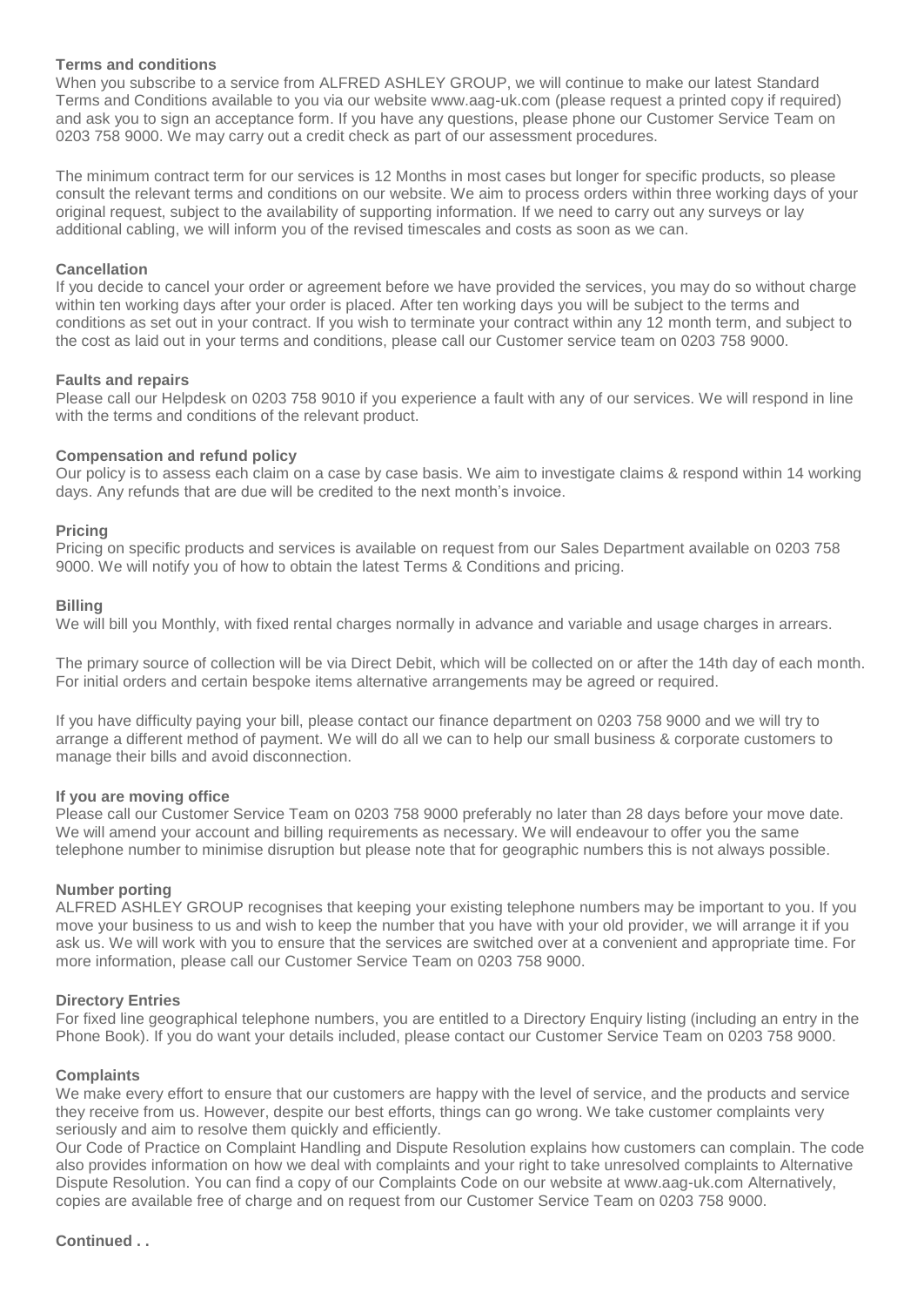## Terms and conditions

When you subscribe to a service from ALFRED ASHLEY GROUP, we will continue to make our latest Standard Terms and Conditions available to you via our website www.aag-uk.com (please request a printed copy if required) and ask you to sign an acceptance form. If you have any questions, please phone our Customer Service Team on 0203 758 9000. We may carry out a credit check as part of our assessment procedures.

The minimum contract term for our services is 12 Months in most cases but longer for specific products, so please consult the relevant terms and conditions on our website. We aim to process orders within three working days of your original request, subject to the availability of supporting information. If we need to carry out any surveys or lay additional cabling, we will inform you of the revised timescales and costs as soon as we can.

## Cancellation

If you decide to cancel your order or agreement before we have provided the services, you may do so without charge within ten working days after your order is placed. After ten working days you will be subject to the terms and conditions as set out in your contract. If you wish to terminate your contract within any 12 month term, and subject to the cost as laid out in your terms and conditions, please call our Customer service team on 0203 758 9000.

## Faults and repairs

Please call our Helpdesk on 0203 758 9010 if you experience a fault with any of our services. We will respond in line with the terms and conditions of the relevant product.

## Compensation and refund policy

Our policy is to assess each claim on a case by case basis. We aim to investigate claims & respond within 14 working days. Any refunds that are due will be credited to the next month's invoice.

## Pricing

Pricing on specific products and services is available on request from our Sales Department available on 0203 758 9000. We will notify you of how to obtain the latest Terms & Conditions and pricing.

## Billing

We will bill you Monthly, with fixed rental charges normally in advance and variable and usage charges in arrears.

The primary source of collection will be via Direct Debit, which will be collected on or after the 14th day of each month. For initial orders and certain bespoke items alternative arrangements may be agreed or required.

If you have difficulty paying your bill, please contact our finance department on 0203 758 9000 and we will try to arrange a different method of payment. We will do all we can to help our small business & corporate customers to manage their bills and avoid disconnection.

## If you are moving office

Please call our Customer Service Team on 0203 758 9000 preferably no later than 28 days before your move date. We will amend your account and billing requirements as necessary. We will endeavour to offer you the same telephone number to minimise disruption but please note that for geographic numbers this is not always possible.

## Number porting

ALFRED ASHLEY GROUP recognises that keeping your existing telephone numbers may be important to you. If you move your business to us and wish to keep the number that you have with your old provider, we will arrange it if you ask us. We will work with you to ensure that the services are switched over at a convenient and appropriate time. For more information, please call our Customer Service Team on 0203 758 9000.

## Directory Entries

For fixed line geographical telephone numbers, you are entitled to a Directory Enquiry listing (including an entry in the Phone Book). If you do want your details included, please contact our Customer Service Team on 0203 758 9000.

## Complaints

We make every effort to ensure that our customers are happy with the level of service, and the products and service they receive from us. However, despite our best efforts, things can go wrong. We take customer complaints very seriously and aim to resolve them quickly and efficiently.

Our Code of Practice on Complaint Handling and Dispute Resolution explains how customers can complain. The code also provides information on how we deal with complaints and your right to take unresolved complaints to Alternative Dispute Resolution. You can find a copy of our Complaints Code on our website at www.aag-uk.com Alternatively, copies are available free of charge and on request from our Customer Service Team on 0203 758 9000.

**Continued . .**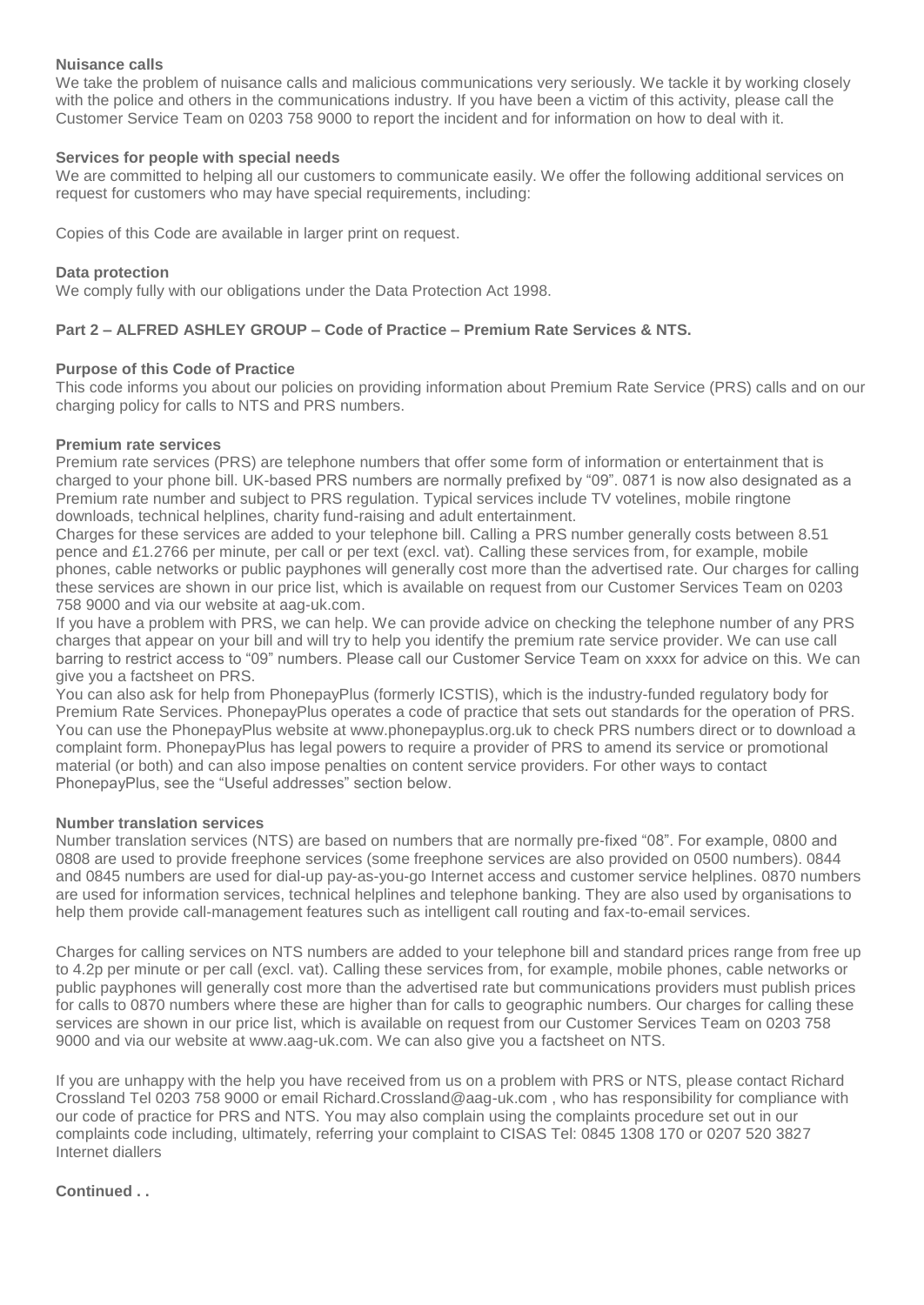**Nuisance calls**

We take the problem of nuisance calls and malicious communications very seriously. We tackle it by working closely with the police and others in the communications industry. If you have been a victim of this activity, please call the Customer Service Team on 0203 758 9000 to report the incident and for information on how to deal with it.

**Services for people with special needs**

We are committed to helping all our customers to communicate easily. We offer the following additional services on request for customers who may have special requirements, including:

Copies of this Code are available in larger print on request.

**Data protection**

We comply fully with our obligations under the Data Protection Act 1998.

## Part 2 – ALFRED ASHLEY GROUP – Code of Practice – Premium Rate Services & NTS.

**Purpose of this Code of Practice**

This code informs you about our policies on providing information about Premium Rate Service (PRS) calls and on our charging policy for calls to NTS and PRS numbers.

**Premium rate services**

Premium rate services (PRS) are telephone numbers that offer some form of information or entertainment that is charged to your phone bill. UK-based PRS numbers are normally prefixed by "09". 0871 is now also designated as a Premium rate number and subject to PRS regulation. Typical services include TV votelines, mobile ringtone downloads, technical helplines, charity fund-raising and adult entertainment.

Charges for these services are added to your telephone bill. Calling a PRS number generally costs between 8.51 pence and £1.2766 per minute, per call or per text (excl. vat). Calling these services from, for example, mobile phones, cable networks or public payphones will generally cost more than the advertised rate. Our charges for calling these services are shown in our price list, which is available on request from our Customer Services Team on 0203 758 9000 and via our website at aag-uk.com.

If you have a problem with PRS, we can help. We can provide advice on checking the telephone number of any PRS charges that appear on your bill and will try to help you identify the premium rate service provider. We can use call barring to restrict access to "09" numbers. Please call our Customer Service Team on xxxx for advice on this. We can give you a factsheet on PRS.

You can also ask for help from PhonepayPlus (formerly ICSTIS), which is the industry-funded regulatory body for Premium Rate Services. PhonepayPlus operates a code of practice that sets out standards for the operation of PRS. You can use the PhonepayPlus website at www.phonepayplus.org.uk to check PRS numbers direct or to download a complaint form. PhonepayPlus has legal powers to require a provider of PRS to amend its service or promotional material (or both) and can also impose penalties on content service providers. For other ways to contact PhonepayPlus, see the "Useful addresses" section below.

**Number translation services**

Number translation services (NTS) are based on numbers that are normally pre-fixed "08". For example, 0800 and 0808 are used to provide freephone services (some freephone services are also provided on 0500 numbers). 0844 and 0845 numbers are used for dial-up pay-as-you-go Internet access and customer service helplines. 0870 numbers are used for information services, technical helplines and telephone banking. They are also used by organisations to help them provide call-management features such as intelligent call routing and fax-to-email services.

Charges for calling services on NTS numbers are added to your telephone bill and standard prices range from free up to 4.2p per minute or per call (excl. vat). Calling these services from, for example, mobile phones, cable networks or public payphones will generally cost more than the advertised rate but communications providers must publish prices for calls to 0870 numbers where these are higher than for calls to geographic numbers. Our charges for calling these services are shown in our price list, which is available on request from our Customer Services Team on 0203 758 9000 and via our website at www.aag-uk.com. We can also give you a factsheet on NTS.

If you are unhappy with the help you have received from us on a problem with PRS or NTS, please contact Richard Crossland Tel 0203 758 9000 or email Richard.Crossland@aag-uk.com , who has responsibility for compliance with our code of practice for PRS and NTS. You may also complain using the complaints procedure set out in our complaints code including, ultimately, referring your complaint to CISAS Tel: 0845 1308 170 or 0207 520 3827
Internet diallers

**Continued . .**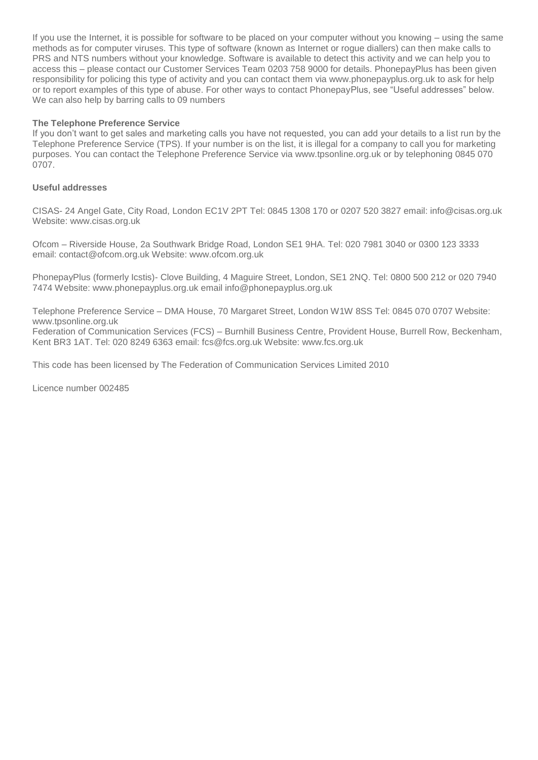If you use the Internet, it is possible for software to be placed on your computer without you knowing – using the same methods as for computer viruses. This type of software (known as Internet or rogue diallers) can then make calls to PRS and NTS numbers without your knowledge. Software is available to detect this activity and we can help you to access this – please contact our Customer Services Team 0203 758 9000 for details. PhonepayPlus has been given responsibility for policing this type of activity and you can contact them via www.phonepayplus.org.uk to ask for help or to report examples of this type of abuse. For other ways to contact PhonepayPlus, see "Useful addresses" below. We can also help by barring calls to 09 numbers

**The Telephone Preference Service**

If you don't want to get sales and marketing calls you have not requested, you can add your details to a list run by the Telephone Preference Service (TPS). If your number is on the list, it is illegal for a company to call you for marketing purposes. You can contact the Telephone Preference Service via www.tpsonline.org.uk or by telephoning 0845 070 0707.

**Useful addresses**

CISAS- 24 Angel Gate, City Road, London EC1V 2PT Tel: 0845 1308 170 or 0207 520 3827 email: info@cisas.org.uk Website: www.cisas.org.uk

Ofcom – Riverside House, 2a Southwark Bridge Road, London SE1 9HA. Tel: 020 7981 3040 or 0300 123 3333 email: contact@ofcom.org.uk Website: www.ofcom.org.uk

PhonepayPlus (formerly Icstis)- Clove Building, 4 Maguire Street, London, SE1 2NQ. Tel: 0800 500 212 or 020 7940 7474 Website: www.phonepayplus.org.uk email info@phonepayplus.org.uk

Telephone Preference Service – DMA House, 70 Margaret Street, London W1W 8SS Tel: 0845 070 0707 Website: www.tpsonline.org.uk

Federation of Communication Services (FCS) – Burnhill Business Centre, Provident House, Burrell Row, Beckenham, Kent BR3 1AT. Tel: 020 8249 6363 email: fcs@fcs.org.uk Website: www.fcs.org.uk

This code has been licensed by The Federation of Communication Services Limited 2010

Licence number 002485